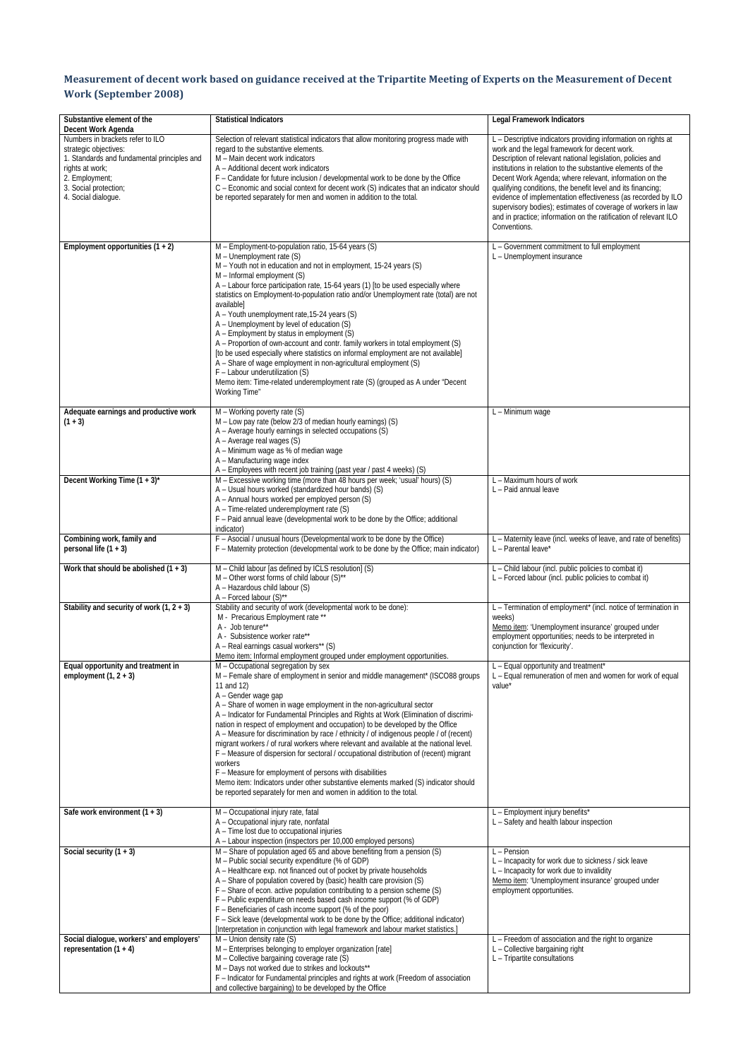## Measurement of decent work based on guidance received at the Tripartite Meeting of Experts on the Measurement of Decent Work (September 2008)

| Substantive element of the Decent Work Agenda | Statistical Indicators | Legal Framework Indicators |
|---|---|---|
| Numbers in brackets refer to ILO strategic objectives:<br>1. Standards and fundamental principles and rights at work;<br>2. Employment;<br>3. Social protection;<br>4. Social dialogue. | Selection of relevant statistical indicators that allow monitoring progress made with regard to the substantive elements.<br>M – Main decent work indicators<br>A – Additional decent work indicators<br>F – Candidate for future inclusion / developmental work to be done by the Office<br>C – Economic and social context for decent work (S) indicates that an indicator should be reported separately for men and women in addition to the total. | L – Descriptive indicators providing information on rights at work and the legal framework for decent work.<br>Description of relevant national legislation, policies and institutions in relation to the substantive elements of the Decent Work Agenda; where relevant, information on the qualifying conditions, the benefit level and its financing; evidence of implementation effectiveness (as recorded by ILO supervisory bodies); estimates of coverage of workers in law and in practice; information on the ratification of relevant ILO Conventions. |
| **Employment opportunities (1 + 2)** | M – Employment-to-population ratio, 15-64 years (S)<br>M – Unemployment rate (S)<br>M – Youth not in education and not in employment, 15-24 years (S)<br>M – Informal employment (S)<br>A – Labour force participation rate, 15-64 years (1) [to be used especially where statistics on Employment-to-population ratio and/or Unemployment rate (total) are not available]<br>A – Youth unemployment rate,15-24 years (S)<br>A – Unemployment by level of education (S)<br>A – Employment by status in employment (S)<br>A – Proportion of own-account and contr. family workers in total employment (S) [to be used especially where statistics on informal employment are not available]<br>A – Share of wage employment in non-agricultural employment (S)<br>F – Labour underutilization (S)<br>Memo item: Time-related underemployment rate (S) (grouped as A under "Decent Working Time" | L – Government commitment to full employment<br>L – Unemployment insurance |
| **Adequate earnings and productive work (1 + 3)** | M – Working poverty rate (S)<br>M – Low pay rate (below 2/3 of median hourly earnings) (S)<br>A – Average hourly earnings in selected occupations (S)<br>A – Average real wages (S)<br>A – Minimum wage as % of median wage<br>A – Manufacturing wage index<br>A – Employees with recent job training (past year / past 4 weeks) (S) | L – Minimum wage |
| **Decent Working Time (1 + 3)*** | M – Excessive working time (more than 48 hours per week; 'usual' hours) (S)<br>A – Usual hours worked (standardized hour bands) (S)<br>A – Annual hours worked per employed person (S)<br>A – Time-related underemployment rate (S)<br>F – Paid annual leave (developmental work to be done by the Office; additional indicator) | L – Maximum hours of work<br>L – Paid annual leave |
| **Combining work, family and personal life (1 + 3)** | F – Asocial / unusual hours (Developmental work to be done by the Office)<br>F – Maternity protection (developmental work to be done by the Office; main indicator) | L – Maternity leave (incl. weeks of leave, and rate of benefits)<br>L – Parental leave* |
| **Work that should be abolished (1 + 3)** | M – Child labour [as defined by ICLS resolution] (S)<br>M – Other worst forms of child labour (S)**<br>A – Hazardous child labour (S)<br>A – Forced labour (S)** | L – Child labour (incl. public policies to combat it)<br>L – Forced labour (incl. public policies to combat it) |
| **Stability and security of work (1, 2 + 3)** | Stability and security of work (developmental work to be done):<br>M - Precarious Employment rate **<br>A - Job tenure**<br>A - Subsistence worker rate**<br>A – Real earnings casual workers** (S)<br>Memo item: Informal employment grouped under employment opportunities. | L – Termination of employment* (incl. notice of termination in weeks)<br>Memo item: 'Unemployment insurance' grouped under employment opportunities; needs to be interpreted in conjunction for 'flexicurity'. |
| **Equal opportunity and treatment in employment (1, 2 + 3)** | M – Occupational segregation by sex<br>M – Female share of employment in senior and middle management* (ISCO88 groups 11 and 12)<br>A – Gender wage gap<br>A – Share of women in wage employment in the non-agricultural sector<br>A – Indicator for Fundamental Principles and Rights at Work (Elimination of discrimination in respect of employment and occupation) to be developed by the Office<br>A – Measure for discrimination by race / ethnicity / of indigenous people / of (recent) migrant workers / of rural workers where relevant and available at the national level.<br>F – Measure of dispersion for sectoral / occupational distribution of (recent) migrant workers<br>F – Measure for employment of persons with disabilities<br>Memo item: Indicators under other substantive elements marked (S) indicator should be reported separately for men and women in addition to the total. | L – Equal opportunity and treatment*<br>L – Equal remuneration of men and women for work of equal value* |
| **Safe work environment (1 + 3)** | M – Occupational injury rate, fatal<br>A – Occupational injury rate, nonfatal<br>A – Time lost due to occupational injuries<br>A – Labour inspection (inspectors per 10,000 employed persons) | L – Employment injury benefits*<br>L – Safety and health labour inspection |
| **Social security (1 + 3)** | M – Share of population aged 65 and above benefiting from a pension (S)<br>M – Public social security expenditure (% of GDP)<br>A – Healthcare exp. not financed out of pocket by private households<br>A – Share of population covered by (basic) health care provision (S)<br>F – Share of econ. active population contributing to a pension scheme (S)<br>F – Public expenditure on needs based cash income support (% of GDP)<br>F – Beneficiaries of cash income support (% of the poor)<br>F – Sick leave (developmental work to be done by the Office; additional indicator)<br>[Interpretation in conjunction with legal framework and labour market statistics.] | L – Pension<br>L – Incapacity for work due to sickness / sick leave<br>L – Incapacity for work due to invalidity<br>Memo item: 'Unemployment insurance' grouped under employment opportunities. |
| **Social dialogue, workers' and employers' representation (1 + 4)** | M – Union density rate (S)<br>M – Enterprises belonging to employer organization [rate]<br>M – Collective bargaining coverage rate (S)<br>M – Days not worked due to strikes and lockouts**<br>F – Indicator for Fundamental principles and rights at work (Freedom of association and collective bargaining) to be developed by the Office | L – Freedom of association and the right to organize<br>L – Collective bargaining right<br>L – Tripartite consultations |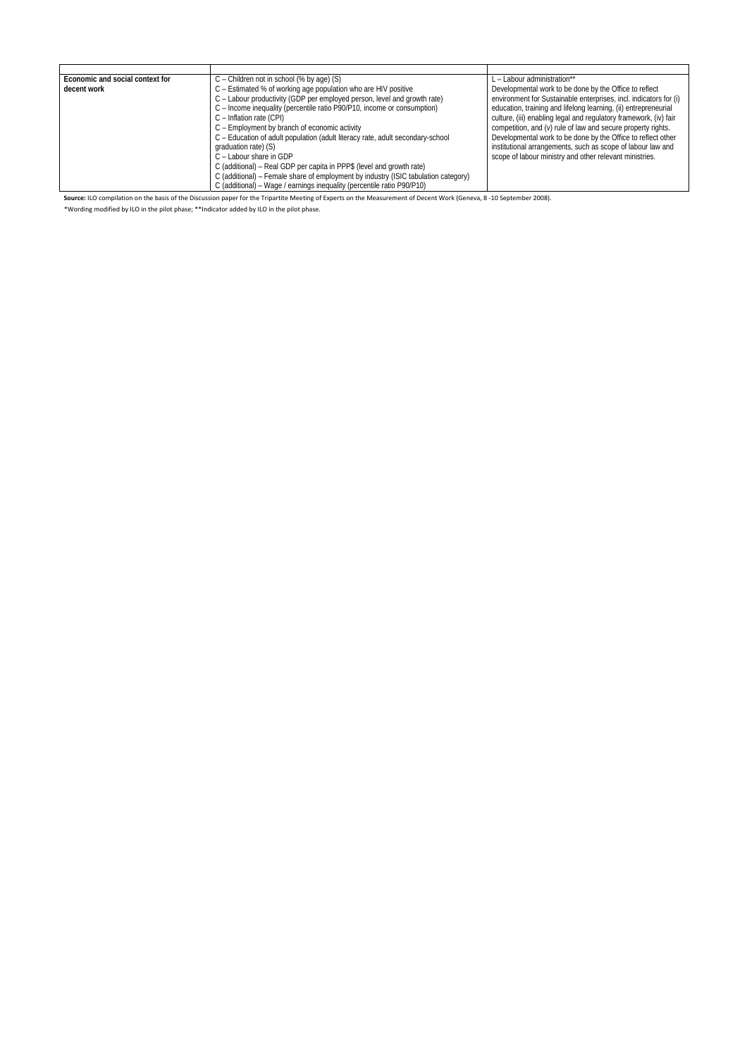| | | |
|---|---|---|
| **Economic and social context for decent work** | C – Children not in school (% by age) (S)<br>C – Estimated % of working age population who are HIV positive<br>C – Labour productivity (GDP per employed person, level and growth rate)<br>C – Income inequality (percentile ratio P90/P10, income or consumption)<br>C – Inflation rate (CPI)<br>C – Employment by branch of economic activity<br>C – Education of adult population (adult literacy rate, adult secondary-school graduation rate) (S)<br>C – Labour share in GDP<br>C (additional) – Real GDP per capita in PPP$ (level and growth rate)<br>C (additional) – Female share of employment by industry (ISIC tabulation category)<br>C (additional) – Wage / earnings inequality (percentile ratio P90/P10) | L – Labour administration**<br>Developmental work to be done by the Office to reflect environment for Sustainable enterprises, incl. indicators for (i) education, training and lifelong learning, (ii) entrepreneurial culture, (iii) enabling legal and regulatory framework, (iv) fair competition, and (v) rule of law and secure property rights.<br>Developmental work to be done by the Office to reflect other institutional arrangements, such as scope of labour law and scope of labour ministry and other relevant ministries. |

**Source:** ILO compilation on the basis of the Discussion paper for the Tripartite Meeting of Experts on the Measurement of Decent Work (Geneva, 8 -10 September 2008).

*Wording modified by ILO in the pilot phase; **Indicator added by ILO in the pilot phase.